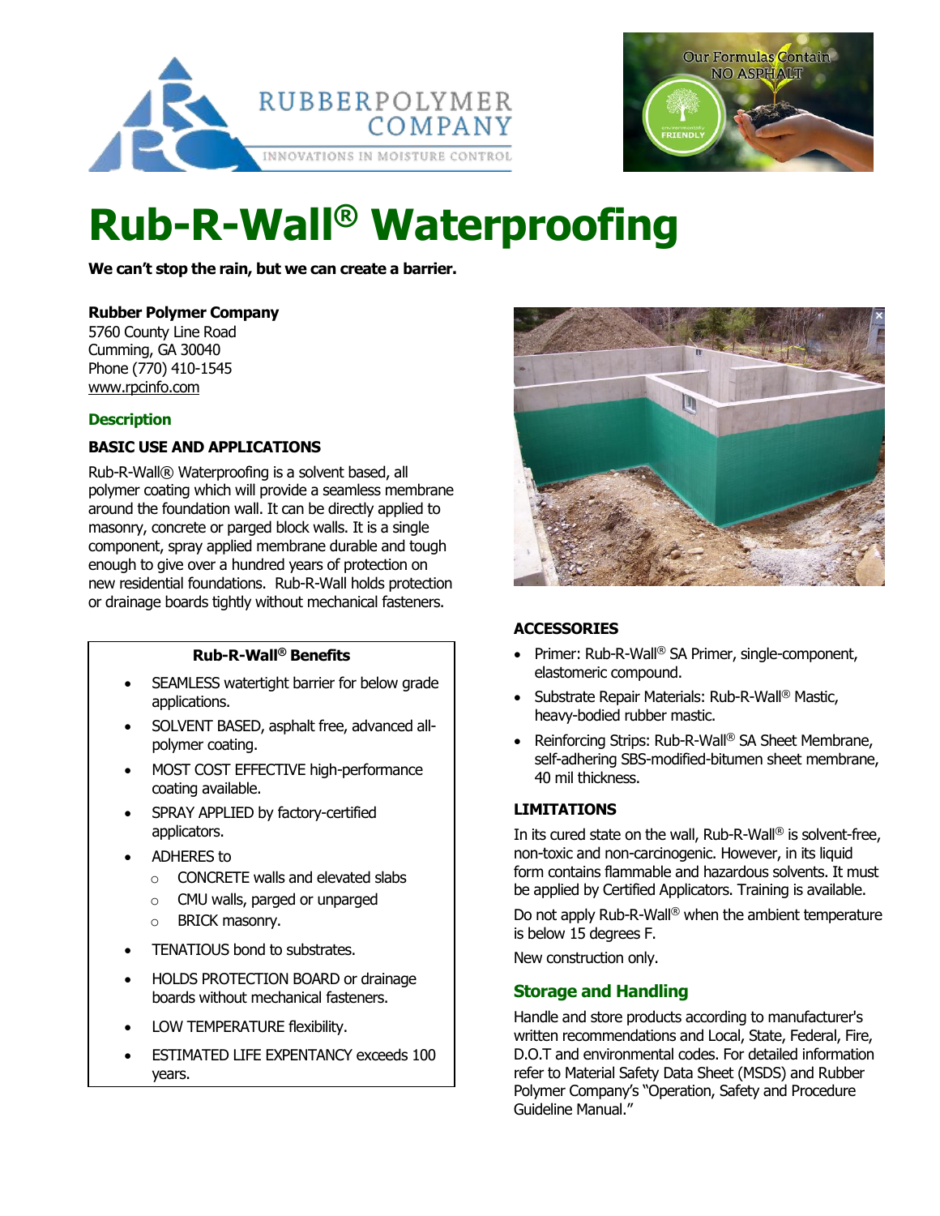# Rub-R-Wall® Waterproofing

**We can't stop the rain, but we can create a barrier.**

**Rubber Polymer Company**
5760 County Line Road
Cumming, GA 30040
Phone (770) 410-1545
www.rpcinfo.com

## Description

### BASIC USE AND APPLICATIONS

Rub-R-Wall® Waterproofing is a solvent based, all polymer coating which will provide a seamless membrane around the foundation wall. It can be directly applied to masonry, concrete or parged block walls. It is a single component, spray applied membrane durable and tough enough to give over a hundred years of protection on new residential foundations. Rub-R-Wall holds protection or drainage boards tightly without mechanical fasteners.

**Rub-R-Wall® Benefits**

- SEAMLESS watertight barrier for below grade applications.
- SOLVENT BASED, asphalt free, advanced all-polymer coating.
- MOST COST EFFECTIVE high-performance coating available.
- SPRAY APPLIED by factory-certified applicators.
- ADHERES to
  - CONCRETE walls and elevated slabs
  - CMU walls, parged or unparged
  - BRICK masonry.
- TENATIOUS bond to substrates.
- HOLDS PROTECTION BOARD or drainage boards without mechanical fasteners.
- LOW TEMPERATURE flexibility.
- ESTIMATED LIFE EXPENTANCY exceeds 100 years.

### ACCESSORIES

- Primer: Rub-R-Wall® SA Primer, single-component, elastomeric compound.
- Substrate Repair Materials: Rub-R-Wall® Mastic, heavy-bodied rubber mastic.
- Reinforcing Strips: Rub-R-Wall® SA Sheet Membrane, self-adhering SBS-modified-bitumen sheet membrane, 40 mil thickness.

### LIMITATIONS

In its cured state on the wall, Rub-R-Wall® is solvent-free, non-toxic and non-carcinogenic. However, in its liquid form contains flammable and hazardous solvents. It must be applied by Certified Applicators. Training is available.

Do not apply Rub-R-Wall® when the ambient temperature is below 15 degrees F.

New construction only.

## Storage and Handling

Handle and store products according to manufacturer's written recommendations and Local, State, Federal, Fire, D.O.T and environmental codes. For detailed information refer to Material Safety Data Sheet (MSDS) and Rubber Polymer Company's "Operation, Safety and Procedure Guideline Manual."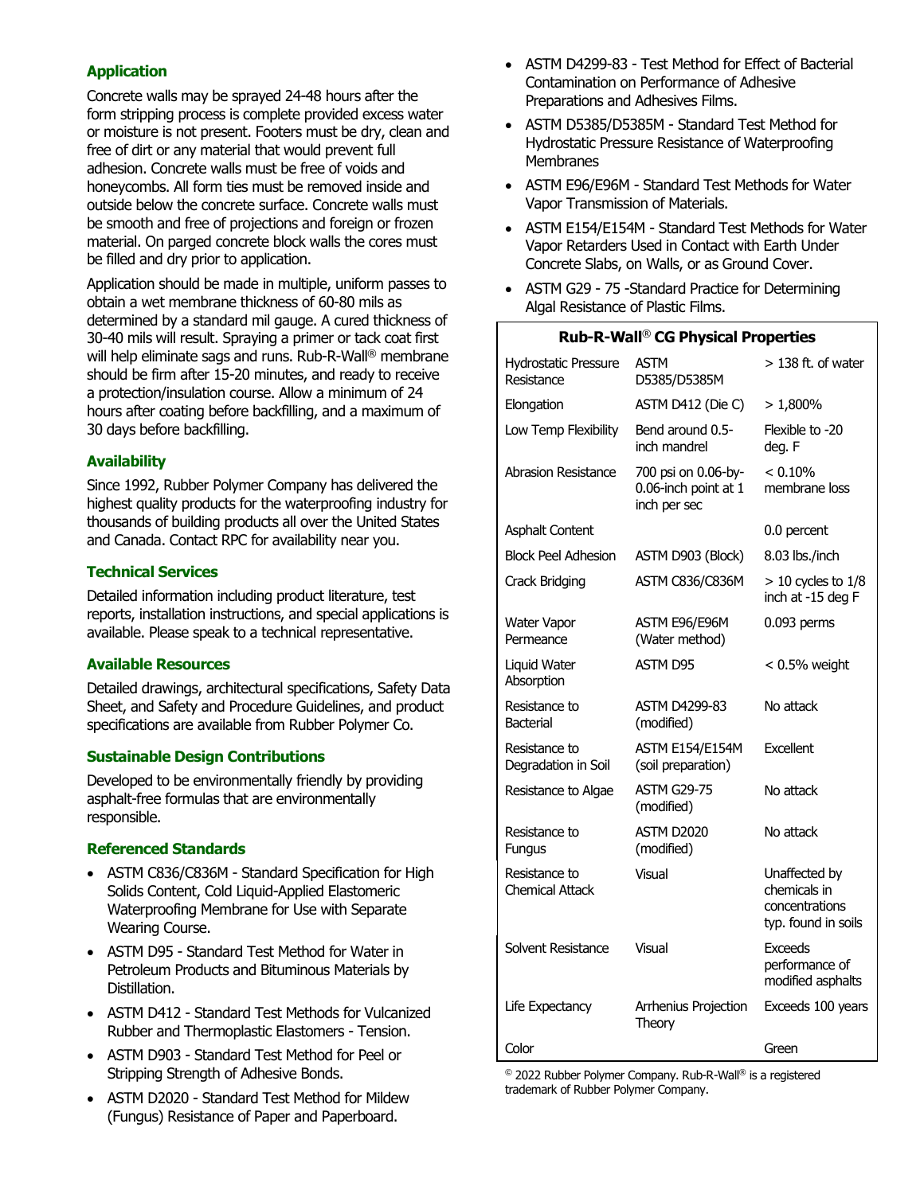### Application

Concrete walls may be sprayed 24-48 hours after the form stripping process is complete provided excess water or moisture is not present. Footers must be dry, clean and free of dirt or any material that would prevent full adhesion. Concrete walls must be free of voids and honeycombs. All form ties must be removed inside and outside below the concrete surface. Concrete walls must be smooth and free of projections and foreign or frozen material. On parged concrete block walls the cores must be filled and dry prior to application.

Application should be made in multiple, uniform passes to obtain a wet membrane thickness of 60-80 mils as determined by a standard mil gauge. A cured thickness of 30-40 mils will result. Spraying a primer or tack coat first will help eliminate sags and runs. Rub-R-Wall® membrane should be firm after 15-20 minutes, and ready to receive a protection/insulation course. Allow a minimum of 24 hours after coating before backfilling, and a maximum of 30 days before backfilling.

### Availability

Since 1992, Rubber Polymer Company has delivered the highest quality products for the waterproofing industry for thousands of building products all over the United States and Canada. Contact RPC for availability near you.

### Technical Services

Detailed information including product literature, test reports, installation instructions, and special applications is available. Please speak to a technical representative.

### Available Resources

Detailed drawings, architectural specifications, Safety Data Sheet, and Safety and Procedure Guidelines, and product specifications are available from Rubber Polymer Co.

### Sustainable Design Contributions

Developed to be environmentally friendly by providing asphalt-free formulas that are environmentally responsible.

### Referenced Standards

- ASTM C836/C836M - Standard Specification for High Solids Content, Cold Liquid-Applied Elastomeric Waterproofing Membrane for Use with Separate Wearing Course.
- ASTM D95 - Standard Test Method for Water in Petroleum Products and Bituminous Materials by Distillation.
- ASTM D412 - Standard Test Methods for Vulcanized Rubber and Thermoplastic Elastomers - Tension.
- ASTM D903 - Standard Test Method for Peel or Stripping Strength of Adhesive Bonds.
- ASTM D2020 - Standard Test Method for Mildew (Fungus) Resistance of Paper and Paperboard.
- ASTM D4299-83 - Test Method for Effect of Bacterial Contamination on Performance of Adhesive Preparations and Adhesives Films.
- ASTM D5385/D5385M - Standard Test Method for Hydrostatic Pressure Resistance of Waterproofing Membranes
- ASTM E96/E96M - Standard Test Methods for Water Vapor Transmission of Materials.
- ASTM E154/E154M - Standard Test Methods for Water Vapor Retarders Used in Contact with Earth Under Concrete Slabs, on Walls, or as Ground Cover.
- ASTM G29 - 75 -Standard Practice for Determining Algal Resistance of Plastic Films.

**Rub-R-Wall® CG Physical Properties**

| | | |
|---|---|---|
| Hydrostatic Pressure Resistance | ASTM D5385/D5385M | > 138 ft. of water |
| Elongation | ASTM D412 (Die C) | > 1,800% |
| Low Temp Flexibility | Bend around 0.5-inch mandrel | Flexible to -20 deg. F |
| Abrasion Resistance | 700 psi on 0.06-by-0.06-inch point at 1 inch per sec | < 0.10% membrane loss |
| Asphalt Content | | 0.0 percent |
| Block Peel Adhesion | ASTM D903 (Block) | 8.03 lbs./inch |
| Crack Bridging | ASTM C836/C836M | > 10 cycles to 1/8 inch at -15 deg F |
| Water Vapor Permeance | ASTM E96/E96M (Water method) | 0.093 perms |
| Liquid Water Absorption | ASTM D95 | < 0.5% weight |
| Resistance to Bacterial | ASTM D4299-83 (modified) | No attack |
| Resistance to Degradation in Soil | ASTM E154/E154M (soil preparation) | Excellent |
| Resistance to Algae | ASTM G29-75 (modified) | No attack |
| Resistance to Fungus | ASTM D2020 (modified) | No attack |
| Resistance to Chemical Attack | Visual | Unaffected by chemicals in concentrations typ. found in soils |
| Solvent Resistance | Visual | Exceeds performance of modified asphalts |
| Life Expectancy | Arrhenius Projection Theory | Exceeds 100 years |
| Color | | Green |

© 2022 Rubber Polymer Company. Rub-R-Wall® is a registered trademark of Rubber Polymer Company.